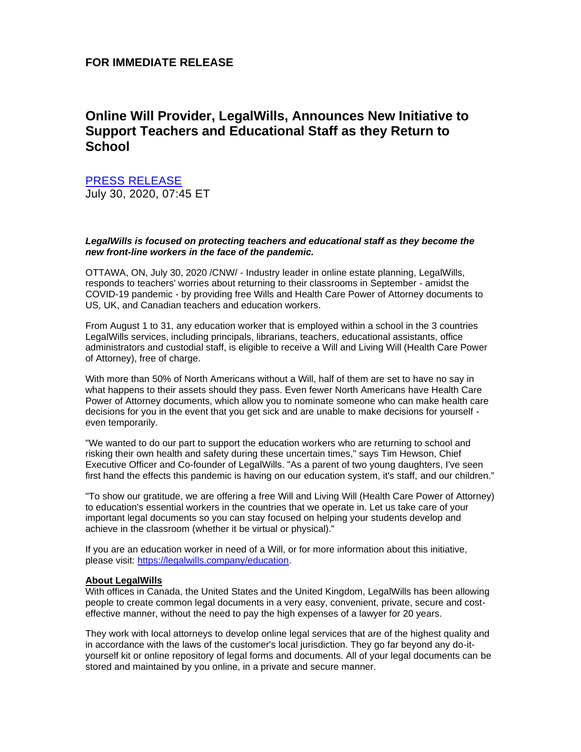**FOR IMMEDIATE RELEASE**

# Online Will Provider, LegalWills, Announces New Initiative to Support Teachers and Educational Staff as they Return to School

[PRESS RELEASE](#)
July 30, 2020, 07:45 ET

***LegalWills is focused on protecting teachers and educational staff as they become the new front-line workers in the face of the pandemic.***

OTTAWA, ON, July 30, 2020 /CNW/ - Industry leader in online estate planning, LegalWills, responds to teachers' worries about returning to their classrooms in September - amidst the COVID-19 pandemic - by providing free Wills and Health Care Power of Attorney documents to US, UK, and Canadian teachers and education workers.

From August 1 to 31, any education worker that is employed within a school in the 3 countries LegalWills services, including principals, librarians, teachers, educational assistants, office administrators and custodial staff, is eligible to receive a Will and Living Will (Health Care Power of Attorney), free of charge.

With more than 50% of North Americans without a Will, half of them are set to have no say in what happens to their assets should they pass. Even fewer North Americans have Health Care Power of Attorney documents, which allow you to nominate someone who can make health care decisions for you in the event that you get sick and are unable to make decisions for yourself - even temporarily.

"We wanted to do our part to support the education workers who are returning to school and risking their own health and safety during these uncertain times," says Tim Hewson, Chief Executive Officer and Co-founder of LegalWills. "As a parent of two young daughters, I've seen first hand the effects this pandemic is having on our education system, it's staff, and our children."

"To show our gratitude, we are offering a free Will and Living Will (Health Care Power of Attorney) to education's essential workers in the countries that we operate in. Let us take care of your important legal documents so you can stay focused on helping your students develop and achieve in the classroom (whether it be virtual or physical)."

If you are an education worker in need of a Will, or for more information about this initiative, please visit: [https://legalwills.company/education](https://legalwills.company/education).

**About LegalWills**

With offices in Canada, the United States and the United Kingdom, LegalWills has been allowing people to create common legal documents in a very easy, convenient, private, secure and cost-effective manner, without the need to pay the high expenses of a lawyer for 20 years.

They work with local attorneys to develop online legal services that are of the highest quality and in accordance with the laws of the customer's local jurisdiction. They go far beyond any do-it-yourself kit or online repository of legal forms and documents. All of your legal documents can be stored and maintained by you online, in a private and secure manner.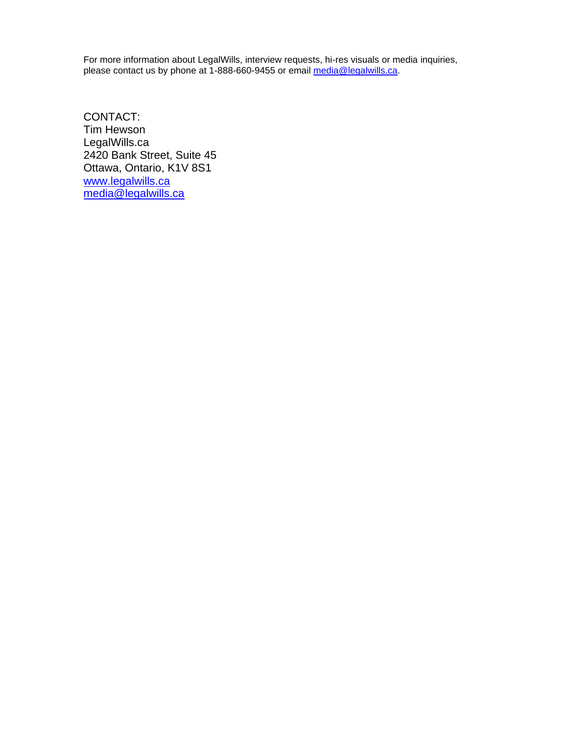For more information about LegalWills, interview requests, hi-res visuals or media inquiries, please contact us by phone at 1-888-660-9455 or email media@legalwills.ca.

CONTACT:
Tim Hewson
LegalWills.ca
2420 Bank Street, Suite 45
Ottawa, Ontario, K1V 8S1
www.legalwills.ca
media@legalwills.ca